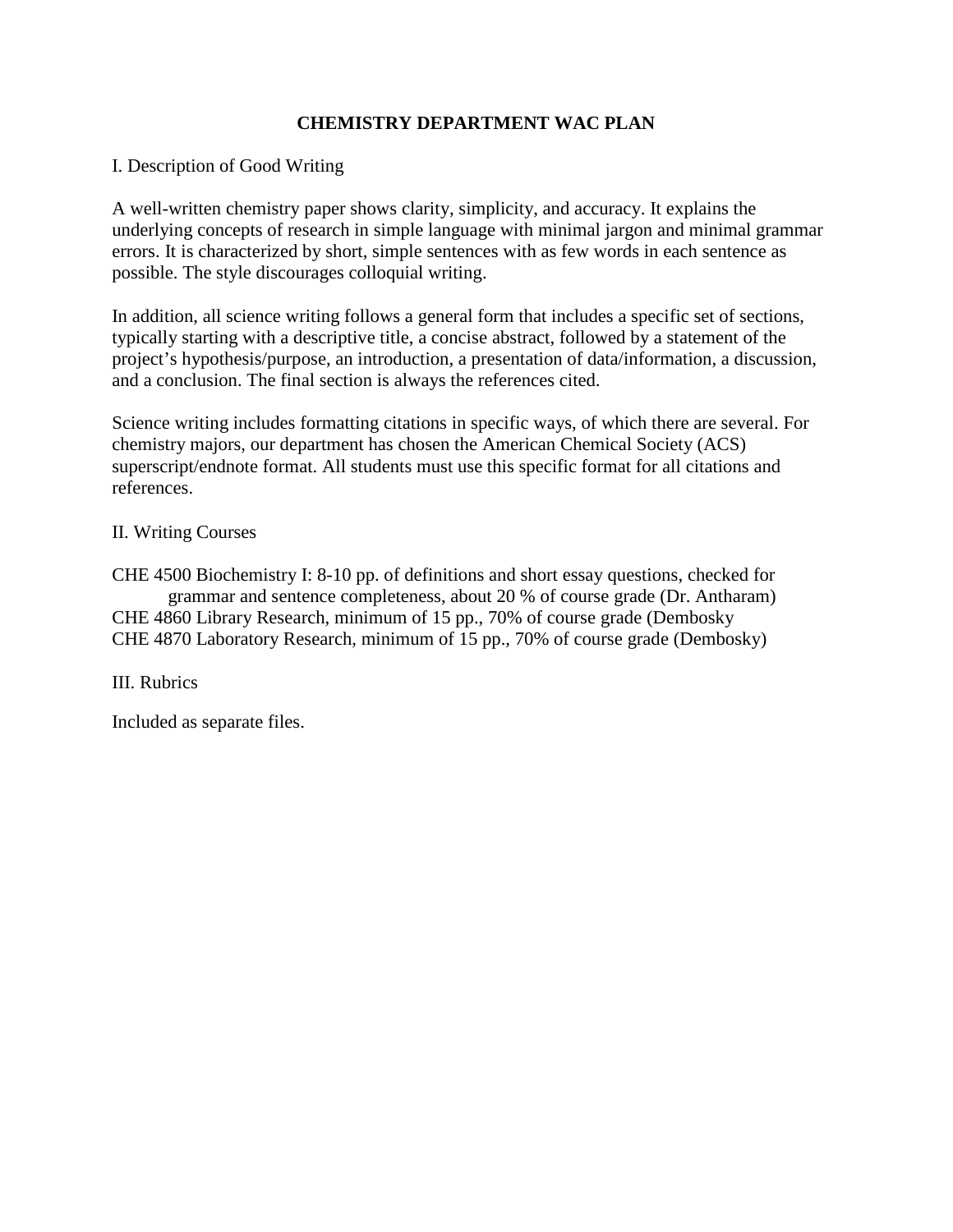# CHEMISTRY DEPARTMENT WAC PLAN

## I. Description of Good Writing

A well-written chemistry paper shows clarity, simplicity, and accuracy. It explains the underlying concepts of research in simple language with minimal jargon and minimal grammar errors. It is characterized by short, simple sentences with as few words in each sentence as possible. The style discourages colloquial writing.

In addition, all science writing follows a general form that includes a specific set of sections, typically starting with a descriptive title, a concise abstract, followed by a statement of the project's hypothesis/purpose, an introduction, a presentation of data/information, a discussion, and a conclusion. The final section is always the references cited.

Science writing includes formatting citations in specific ways, of which there are several. For chemistry majors, our department has chosen the American Chemical Society (ACS) superscript/endnote format. All students must use this specific format for all citations and references.

## II. Writing Courses

CHE 4500 Biochemistry I: 8-10 pp. of definitions and short essay questions, checked for grammar and sentence completeness, about 20 % of course grade (Dr. Antharam)
CHE 4860 Library Research, minimum of 15 pp., 70% of course grade (Dembosky
CHE 4870 Laboratory Research, minimum of 15 pp., 70% of course grade (Dembosky)

## III. Rubrics

Included as separate files.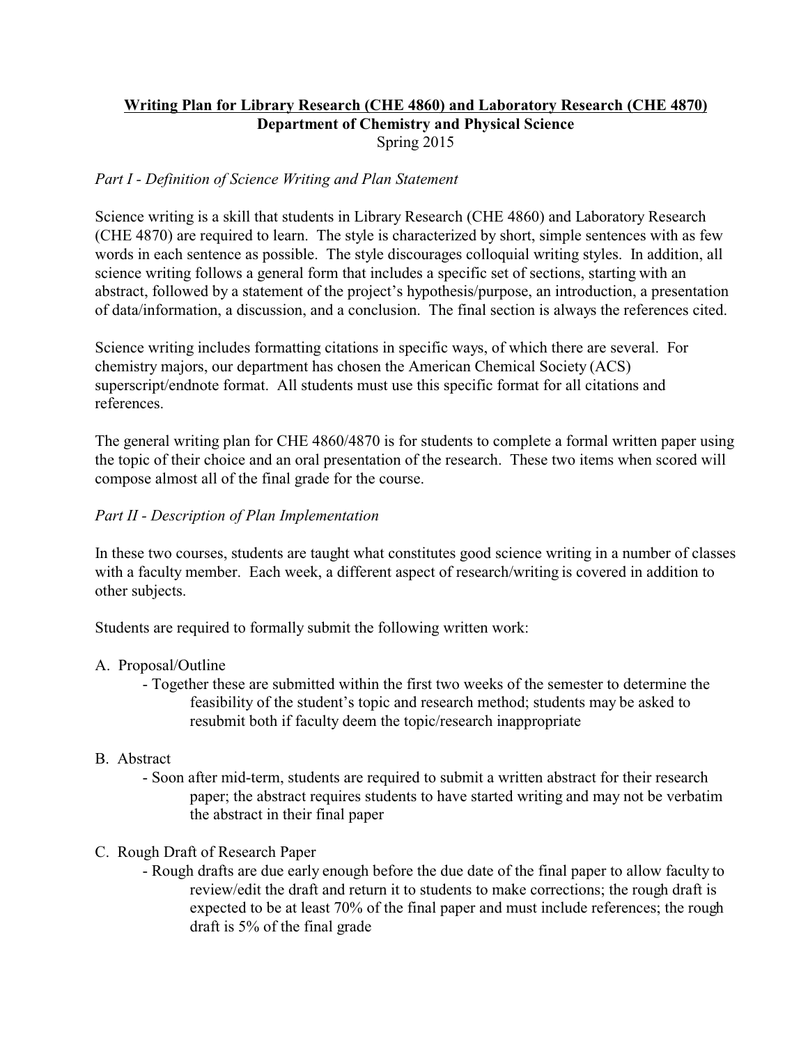**Writing Plan for Library Research (CHE 4860) and Laboratory Research (CHE 4870)**

**Department of Chemistry and Physical Science**

Spring 2015

*Part I - Definition of Science Writing and Plan Statement*

Science writing is a skill that students in Library Research (CHE 4860) and Laboratory Research (CHE 4870) are required to learn. The style is characterized by short, simple sentences with as few words in each sentence as possible. The style discourages colloquial writing styles. In addition, all science writing follows a general form that includes a specific set of sections, starting with an abstract, followed by a statement of the project's hypothesis/purpose, an introduction, a presentation of data/information, a discussion, and a conclusion. The final section is always the references cited.

Science writing includes formatting citations in specific ways, of which there are several. For chemistry majors, our department has chosen the American Chemical Society (ACS) superscript/endnote format. All students must use this specific format for all citations and references.

The general writing plan for CHE 4860/4870 is for students to complete a formal written paper using the topic of their choice and an oral presentation of the research. These two items when scored will compose almost all of the final grade for the course.

*Part II - Description of Plan Implementation*

In these two courses, students are taught what constitutes good science writing in a number of classes with a faculty member. Each week, a different aspect of research/writing is covered in addition to other subjects.

Students are required to formally submit the following written work:

A. Proposal/Outline
   - Together these are submitted within the first two weeks of the semester to determine the feasibility of the student's topic and research method; students may be asked to resubmit both if faculty deem the topic/research inappropriate

B. Abstract
   - Soon after mid-term, students are required to submit a written abstract for their research paper; the abstract requires students to have started writing and may not be verbatim the abstract in their final paper

C. Rough Draft of Research Paper
   - Rough drafts are due early enough before the due date of the final paper to allow faculty to review/edit the draft and return it to students to make corrections; the rough draft is expected to be at least 70% of the final paper and must include references; the rough draft is 5% of the final grade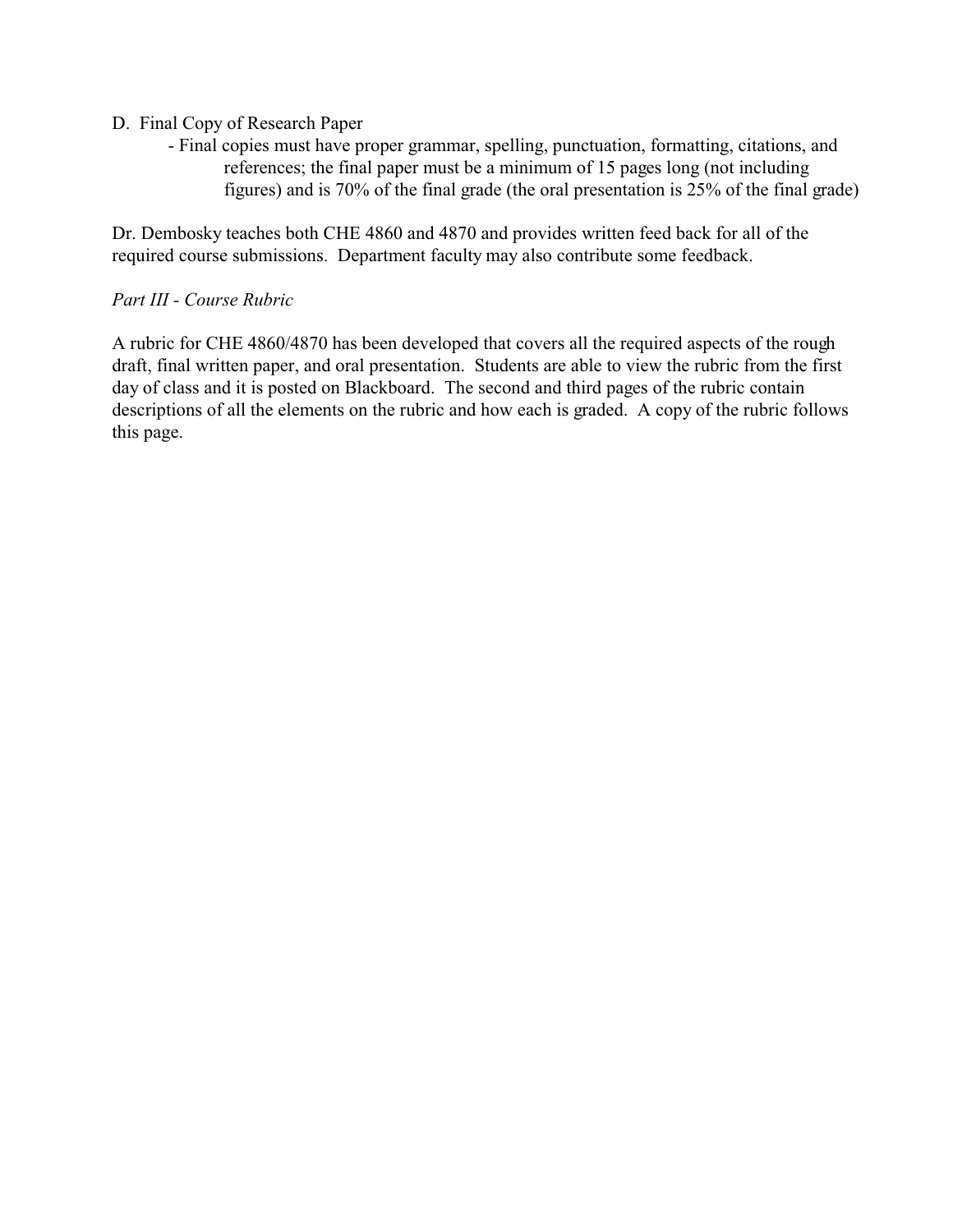D. Final Copy of Research Paper

- Final copies must have proper grammar, spelling, punctuation, formatting, citations, and references; the final paper must be a minimum of 15 pages long (not including figures) and is 70% of the final grade (the oral presentation is 25% of the final grade)

Dr. Dembosky teaches both CHE 4860 and 4870 and provides written feed back for all of the required course submissions. Department faculty may also contribute some feedback.

*Part III - Course Rubric*

A rubric for CHE 4860/4870 has been developed that covers all the required aspects of the rough draft, final written paper, and oral presentation. Students are able to view the rubric from the first day of class and it is posted on Blackboard. The second and third pages of the rubric contain descriptions of all the elements on the rubric and how each is graded. A copy of the rubric follows this page.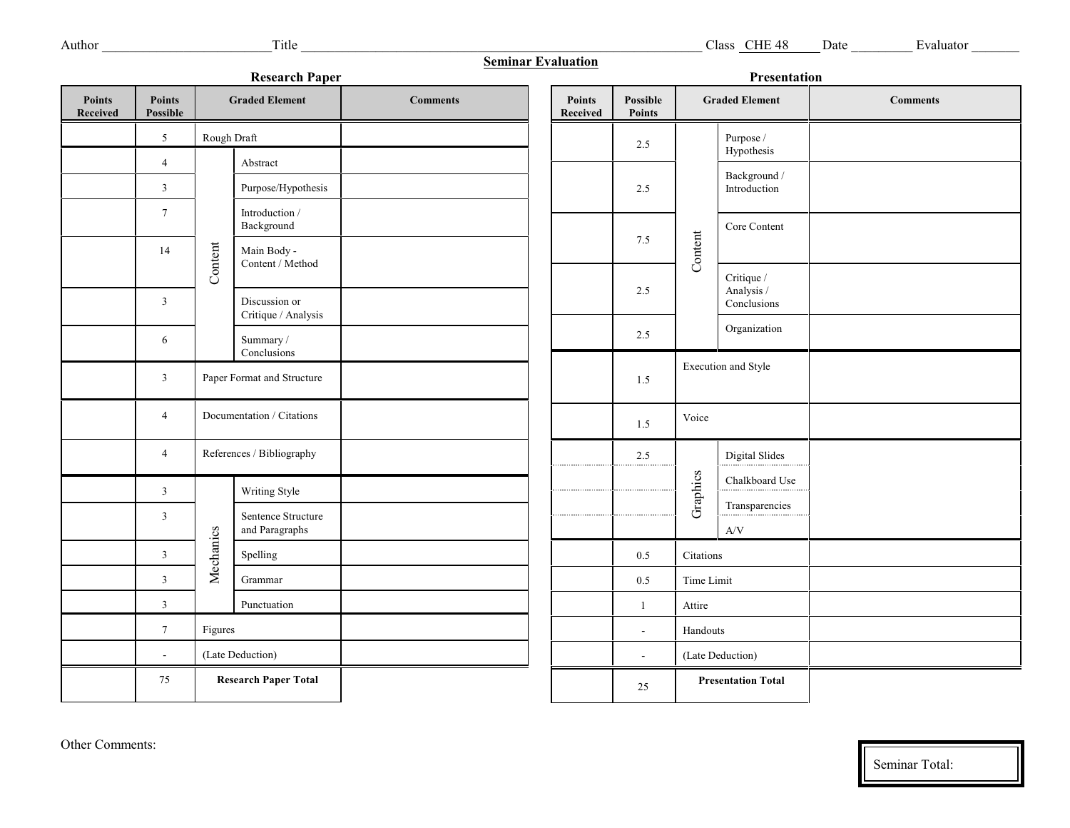Author ________________________ Title ______________________________________________________ Class CHE 48 Date _________ Evaluator _______

## Seminar Evaluation

### Research Paper

| Points Received | Points Possible | Graded Element | | Comments |
|---|---|---|---|---|
| | 5 | Rough Draft | | |
| | 4 | Content | Abstract | |
| | 3 | | Purpose/Hypothesis | |
| | 7 | | Introduction / Background | |
| | 14 | | Main Body - Content / Method | |
| | 3 | | Discussion or Critique / Analysis | |
| | 6 | | Summary / Conclusions | |
| | 3 | Paper Format and Structure | | |
| | 4 | Documentation / Citations | | |
| | 4 | References / Bibliography | | |
| | 3 | Mechanics | Writing Style | |
| | 3 | | Sentence Structure and Paragraphs | |
| | 3 | | Spelling | |
| | 3 | | Grammar | |
| | 3 | | Punctuation | |
| | 7 | Figures | | |
| | - | (Late Deduction) | | |
| | 75 | **Research Paper Total** | | |

### Presentation

| Points Received | Possible Points | Graded Element | | Comments |
|---|---|---|---|---|
| | 2.5 | Content | Purpose / Hypothesis | |
| | 2.5 | | Background / Introduction | |
| | 7.5 | | Core Content | |
| | 2.5 | | Critique / Analysis / Conclusions | |
| | 2.5 | | Organization | |
| | 1.5 | Execution and Style | | |
| | 1.5 | Voice | | |
| | 2.5 | Graphics | Digital Slides | |
| | | | Chalkboard Use | |
| | | | Transparencies | |
| | | | A/V | |
| | 0.5 | Citations | | |
| | 0.5 | Time Limit | | |
| | 1 | Attire | | |
| | - | Handouts | | |
| | - | (Late Deduction) | | |
| | 25 | **Presentation Total** | | |

Other Comments:

Seminar Total: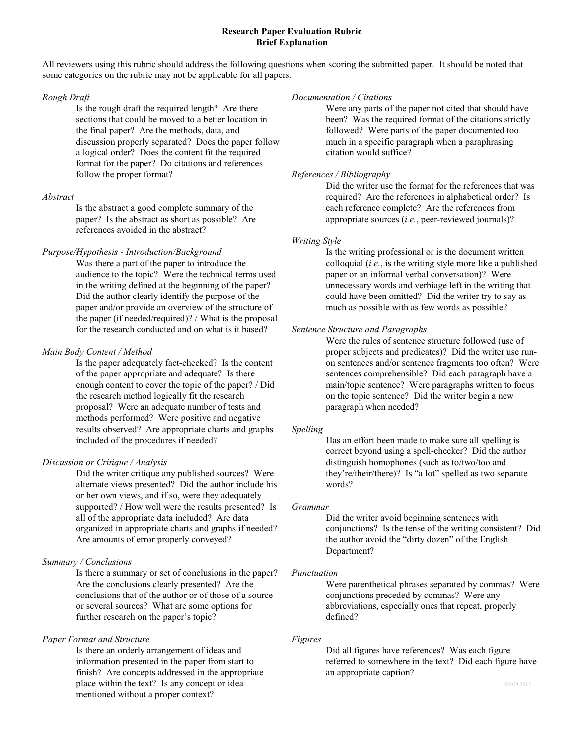**Research Paper Evaluation Rubric**
**Brief Explanation**

All reviewers using this rubric should address the following questions when scoring the submitted paper. It should be noted that some categories on the rubric may not be applicable for all papers.

*Rough Draft*

Is the rough draft the required length? Are there sections that could be moved to a better location in the final paper? Are the methods, data, and discussion properly separated? Does the paper follow a logical order? Does the content fit the required format for the paper? Do citations and references follow the proper format?

*Abstract*

Is the abstract a good complete summary of the paper? Is the abstract as short as possible? Are references avoided in the abstract?

*Purpose/Hypothesis - Introduction/Background*

Was there a part of the paper to introduce the audience to the topic? Were the technical terms used in the writing defined at the beginning of the paper? Did the author clearly identify the purpose of the paper and/or provide an overview of the structure of the paper (if needed/required)? / What is the proposal for the research conducted and on what is it based?

*Main Body Content / Method*

Is the paper adequately fact-checked? Is the content of the paper appropriate and adequate? Is there enough content to cover the topic of the paper? / Did the research method logically fit the research proposal? Were an adequate number of tests and methods performed? Were positive and negative results observed? Are appropriate charts and graphs included of the procedures if needed?

*Discussion or Critique / Analysis*

Did the writer critique any published sources? Were alternate views presented? Did the author include his or her own views, and if so, were they adequately supported? / How well were the results presented? Is all of the appropriate data included? Are data organized in appropriate charts and graphs if needed? Are amounts of error properly conveyed?

*Summary / Conclusions*

Is there a summary or set of conclusions in the paper? Are the conclusions clearly presented? Are the conclusions that of the author or of those of a source or several sources? What are some options for further research on the paper's topic?

*Paper Format and Structure*

Is there an orderly arrangement of ideas and information presented in the paper from start to finish? Are concepts addressed in the appropriate place within the text? Is any concept or idea mentioned without a proper context?

*Documentation / Citations*

Were any parts of the paper not cited that should have been? Was the required format of the citations strictly followed? Were parts of the paper documented too much in a specific paragraph when a paraphrasing citation would suffice?

*References / Bibliography*

Did the writer use the format for the references that was required? Are the references in alphabetical order? Is each reference complete? Are the references from appropriate sources (*i.e.*, peer-reviewed journals)?

*Writing Style*

Is the writing professional or is the document written colloquial (*i.e.*, is the writing style more like a published paper or an informal verbal conversation)? Were unnecessary words and verbiage left in the writing that could have been omitted? Did the writer try to say as much as possible with as few words as possible?

*Sentence Structure and Paragraphs*

Were the rules of sentence structure followed (use of proper subjects and predicates)? Did the writer use run-on sentences and/or sentence fragments too often? Were sentences comprehensible? Did each paragraph have a main/topic sentence? Were paragraphs written to focus on the topic sentence? Did the writer begin a new paragraph when needed?

*Spelling*

Has an effort been made to make sure all spelling is correct beyond using a spell-checker? Did the author distinguish homophones (such as to/two/too and they're/their/there)? Is "a lot" spelled as two separate words?

*Grammar*

Did the writer avoid beginning sentences with conjunctions? Is the tense of the writing consistent? Did the author avoid the "dirty dozen" of the English Department?

*Punctuation*

Were parenthetical phrases separated by commas? Were conjunctions preceded by commas? Were any abbreviations, especially ones that repeat, properly defined?

*Figures*

Did all figures have references? Was each figure referred to somewhere in the text? Did each figure have an appropriate caption?

©JAD 2015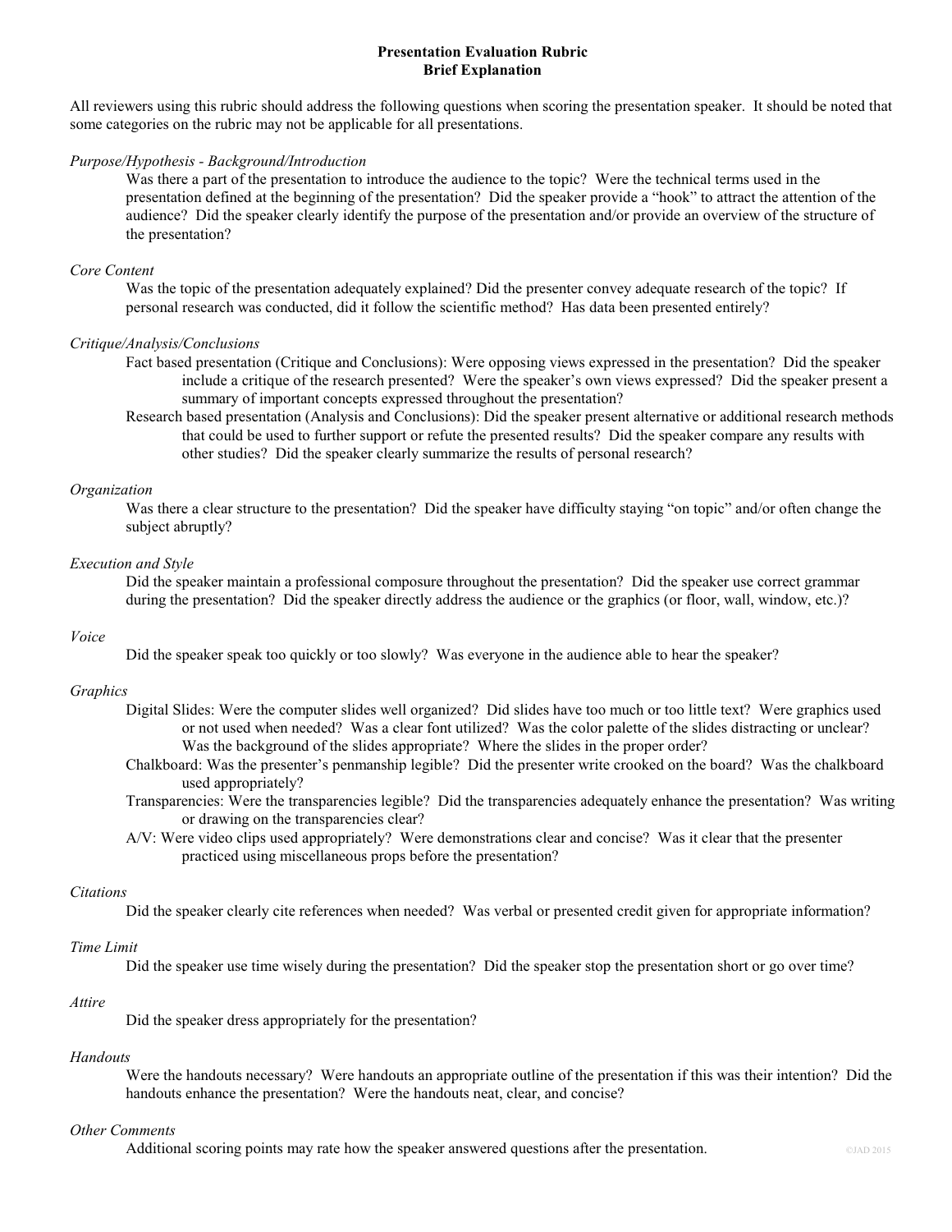# Presentation Evaluation Rubric
## Brief Explanation

All reviewers using this rubric should address the following questions when scoring the presentation speaker. It should be noted that some categories on the rubric may not be applicable for all presentations.

*Purpose/Hypothesis - Background/Introduction*

Was there a part of the presentation to introduce the audience to the topic? Were the technical terms used in the presentation defined at the beginning of the presentation? Did the speaker provide a "hook" to attract the attention of the audience? Did the speaker clearly identify the purpose of the presentation and/or provide an overview of the structure of the presentation?

*Core Content*

Was the topic of the presentation adequately explained? Did the presenter convey adequate research of the topic? If personal research was conducted, did it follow the scientific method? Has data been presented entirely?

*Critique/Analysis/Conclusions*

Fact based presentation (Critique and Conclusions): Were opposing views expressed in the presentation? Did the speaker include a critique of the research presented? Were the speaker's own views expressed? Did the speaker present a summary of important concepts expressed throughout the presentation?

Research based presentation (Analysis and Conclusions): Did the speaker present alternative or additional research methods that could be used to further support or refute the presented results? Did the speaker compare any results with other studies? Did the speaker clearly summarize the results of personal research?

*Organization*

Was there a clear structure to the presentation? Did the speaker have difficulty staying "on topic" and/or often change the subject abruptly?

*Execution and Style*

Did the speaker maintain a professional composure throughout the presentation? Did the speaker use correct grammar during the presentation? Did the speaker directly address the audience or the graphics (or floor, wall, window, etc.)?

*Voice*

Did the speaker speak too quickly or too slowly? Was everyone in the audience able to hear the speaker?

*Graphics*

Digital Slides: Were the computer slides well organized? Did slides have too much or too little text? Were graphics used or not used when needed? Was a clear font utilized? Was the color palette of the slides distracting or unclear? Was the background of the slides appropriate? Where the slides in the proper order?

Chalkboard: Was the presenter's penmanship legible? Did the presenter write crooked on the board? Was the chalkboard used appropriately?

Transparencies: Were the transparencies legible? Did the transparencies adequately enhance the presentation? Was writing or drawing on the transparencies clear?

A/V: Were video clips used appropriately? Were demonstrations clear and concise? Was it clear that the presenter practiced using miscellaneous props before the presentation?

*Citations*

Did the speaker clearly cite references when needed? Was verbal or presented credit given for appropriate information?

*Time Limit*

Did the speaker use time wisely during the presentation? Did the speaker stop the presentation short or go over time?

*Attire*

Did the speaker dress appropriately for the presentation?

*Handouts*

Were the handouts necessary? Were handouts an appropriate outline of the presentation if this was their intention? Did the handouts enhance the presentation? Were the handouts neat, clear, and concise?

*Other Comments*

Additional scoring points may rate how the speaker answered questions after the presentation.

©JAD 2015